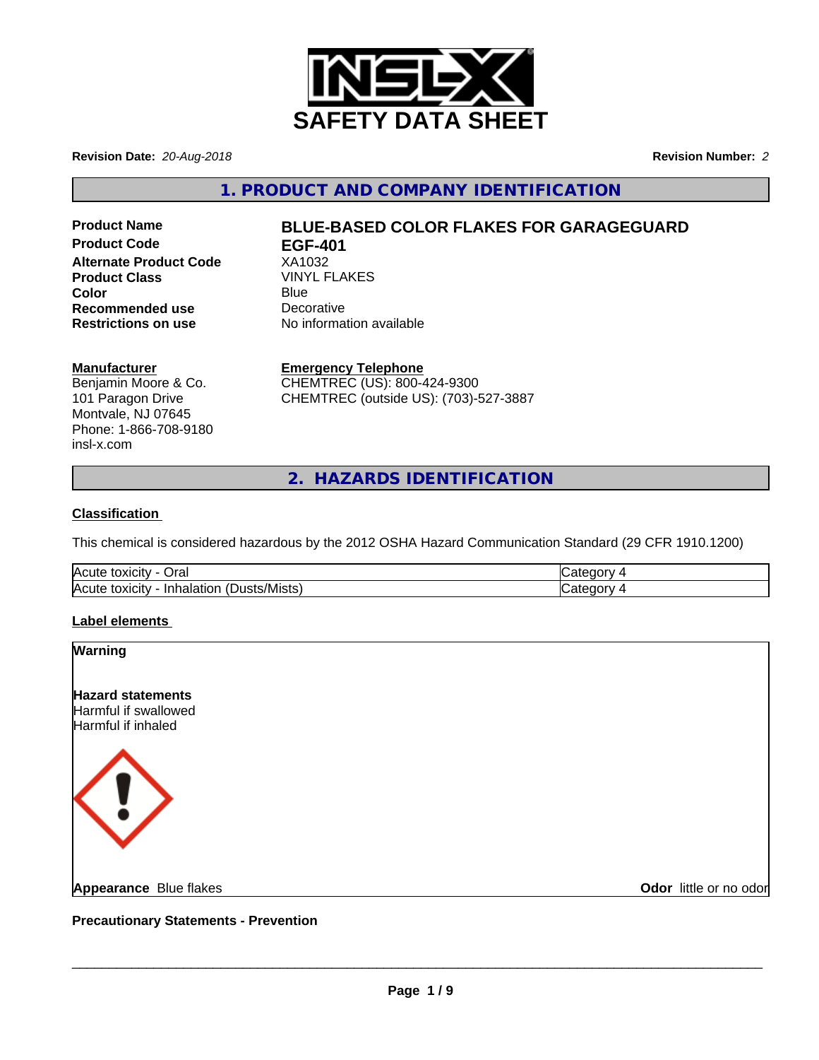# SAFETY DATA SHEET

**Revision Date:** *20-Aug-2018*

**Revision Number:** *2*

## 1. PRODUCT AND COMPANY IDENTIFICATION

| | |
|---|---|
| **Product Name** | **BLUE-BASED COLOR FLAKES FOR GARAGEGUARD** |
| **Product Code** | **EGF-401** |
| **Alternate Product Code** | XA1032 |
| **Product Class** | VINYL FLAKES |
| **Color** | Blue |
| **Recommended use** | Decorative |
| **Restrictions on use** | No information available |

**Manufacturer**
Benjamin Moore & Co.
101 Paragon Drive
Montvale, NJ 07645
Phone: 1-866-708-9180
insl-x.com

**Emergency Telephone**
CHEMTREC (US): 800-424-9300
CHEMTREC (outside US): (703)-527-3887

## 2. HAZARDS IDENTIFICATION

**Classification**

This chemical is considered hazardous by the 2012 OSHA Hazard Communication Standard (29 CFR 1910.1200)

| | |
|---|---|
| Acute toxicity - Oral | Category 4 |
| Acute toxicity - Inhalation (Dusts/Mists) | Category 4 |

**Label elements**

**Warning**

**Hazard statements**
Harmful if swallowed
Harmful if inhaled

**Appearance** Blue flakes

**Odor** little or no odor

**Precautionary Statements - Prevention**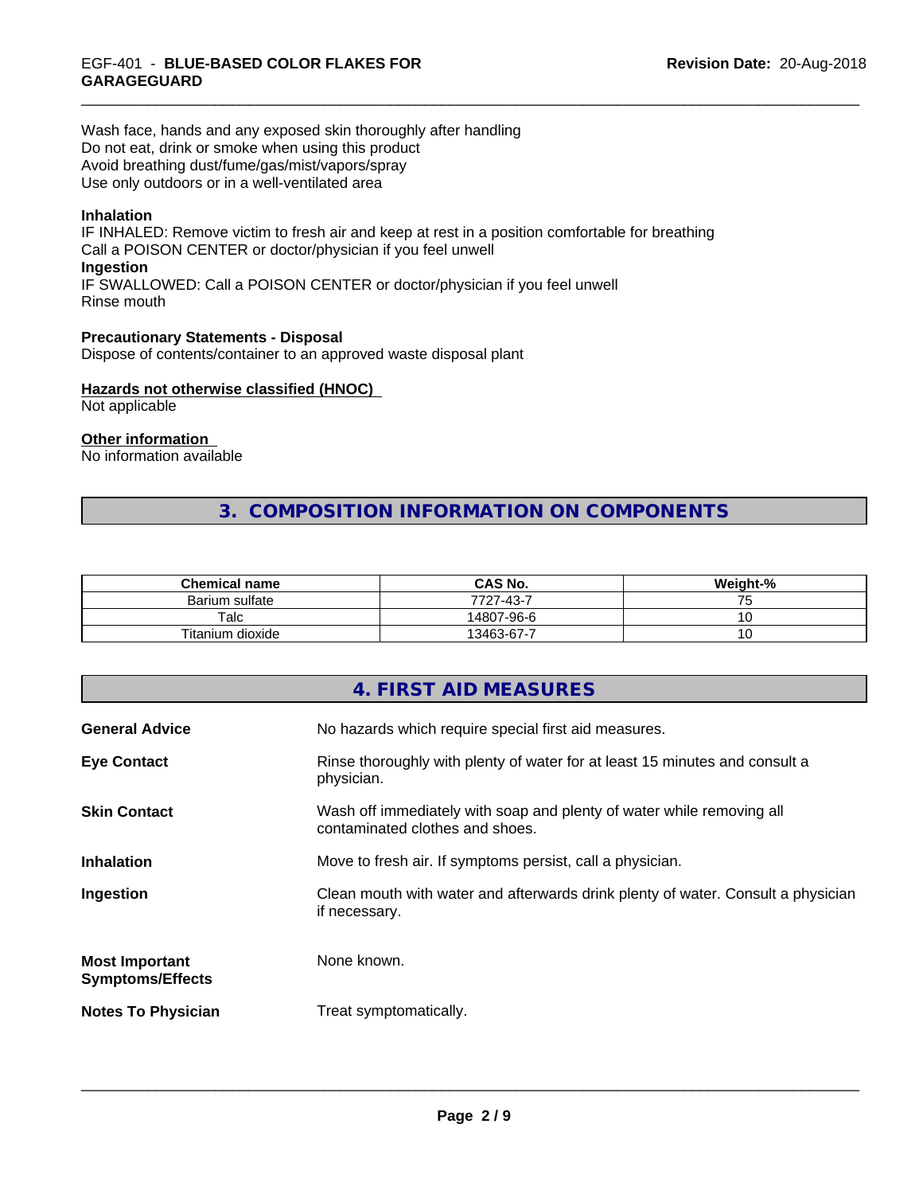Wash face, hands and any exposed skin thoroughly after handling
Do not eat, drink or smoke when using this product
Avoid breathing dust/fume/gas/mist/vapors/spray
Use only outdoors or in a well-ventilated area

**Inhalation**

IF INHALED: Remove victim to fresh air and keep at rest in a position comfortable for breathing
Call a POISON CENTER or doctor/physician if you feel unwell

**Ingestion**

IF SWALLOWED: Call a POISON CENTER or doctor/physician if you feel unwell
Rinse mouth

**Precautionary Statements - Disposal**

Dispose of contents/container to an approved waste disposal plant

**Hazards not otherwise classified (HNOC)**

Not applicable

**Other information**

No information available

## 3. COMPOSITION INFORMATION ON COMPONENTS

| Chemical name | CAS No. | Weight-% |
|---|---|---|
| Barium sulfate | 7727-43-7 | 75 |
| Talc | 14807-96-6 | 10 |
| Titanium dioxide | 13463-67-7 | 10 |

## 4. FIRST AID MEASURES

**General Advice** No hazards which require special first aid measures.

**Eye Contact** Rinse thoroughly with plenty of water for at least 15 minutes and consult a physician.

**Skin Contact** Wash off immediately with soap and plenty of water while removing all contaminated clothes and shoes.

**Inhalation** Move to fresh air. If symptoms persist, call a physician.

**Ingestion** Clean mouth with water and afterwards drink plenty of water. Consult a physician if necessary.

**Most Important Symptoms/Effects** None known.

**Notes To Physician** Treat symptomatically.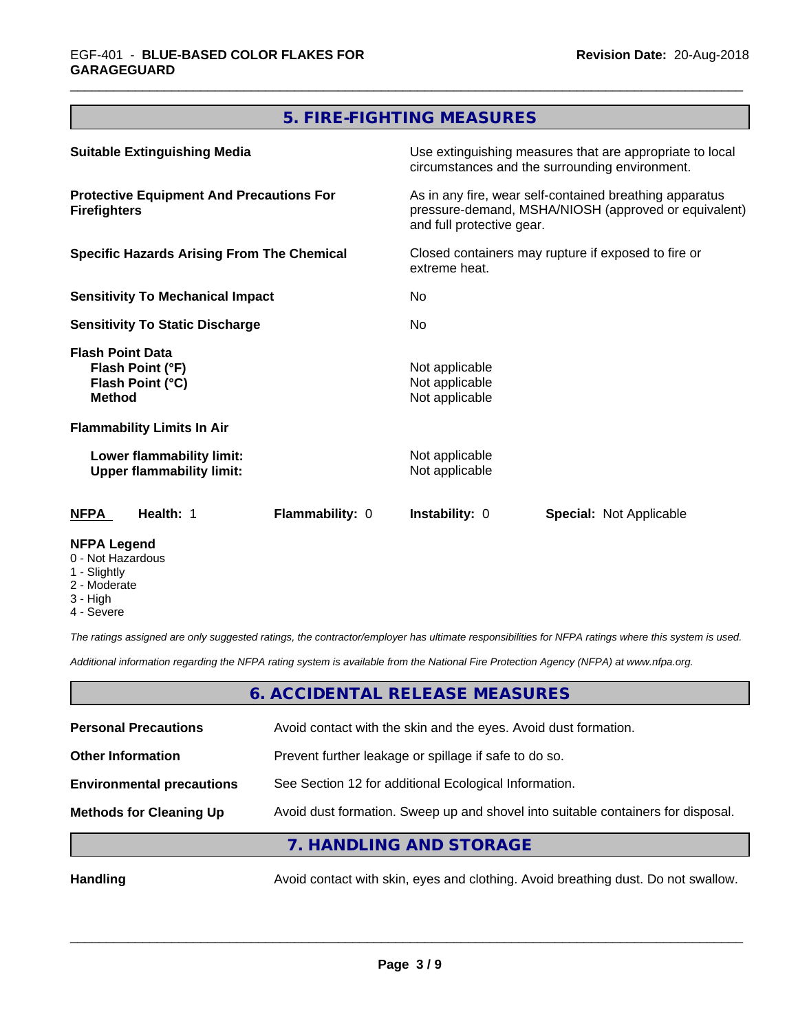## 5. FIRE-FIGHTING MEASURES

| | |
|---|---|
| **Suitable Extinguishing Media** | Use extinguishing measures that are appropriate to local circumstances and the surrounding environment. |
| **Protective Equipment And Precautions For Firefighters** | As in any fire, wear self-contained breathing apparatus pressure-demand, MSHA/NIOSH (approved or equivalent) and full protective gear. |
| **Specific Hazards Arising From The Chemical** | Closed containers may rupture if exposed to fire or extreme heat. |
| **Sensitivity To Mechanical Impact** | No |
| **Sensitivity To Static Discharge** | No |

**Flash Point Data**

| | |
|---|---|
| **Flash Point (°F)** | Not applicable |
| **Flash Point (°C)** | Not applicable |
| **Method** | Not applicable |

**Flammability Limits In Air**

| | |
|---|---|
| **Lower flammability limit:** | Not applicable |
| **Upper flammability limit:** | Not applicable |

| NFPA | Health: 1 | Flammability: 0 | Instability: 0 | Special: Not Applicable |
|---|---|---|---|---|

**NFPA Legend**
- 0 - Not Hazardous
- 1 - Slightly
- 2 - Moderate
- 3 - High
- 4 - Severe

*The ratings assigned are only suggested ratings, the contractor/employer has ultimate responsibilities for NFPA ratings where this system is used.*

*Additional information regarding the NFPA rating system is available from the National Fire Protection Agency (NFPA) at www.nfpa.org.*

## 6. ACCIDENTAL RELEASE MEASURES

| | |
|---|---|
| **Personal Precautions** | Avoid contact with the skin and the eyes. Avoid dust formation. |
| **Other Information** | Prevent further leakage or spillage if safe to do so. |
| **Environmental precautions** | See Section 12 for additional Ecological Information. |
| **Methods for Cleaning Up** | Avoid dust formation. Sweep up and shovel into suitable containers for disposal. |

## 7. HANDLING AND STORAGE

| | |
|---|---|
| **Handling** | Avoid contact with skin, eyes and clothing. Avoid breathing dust. Do not swallow. |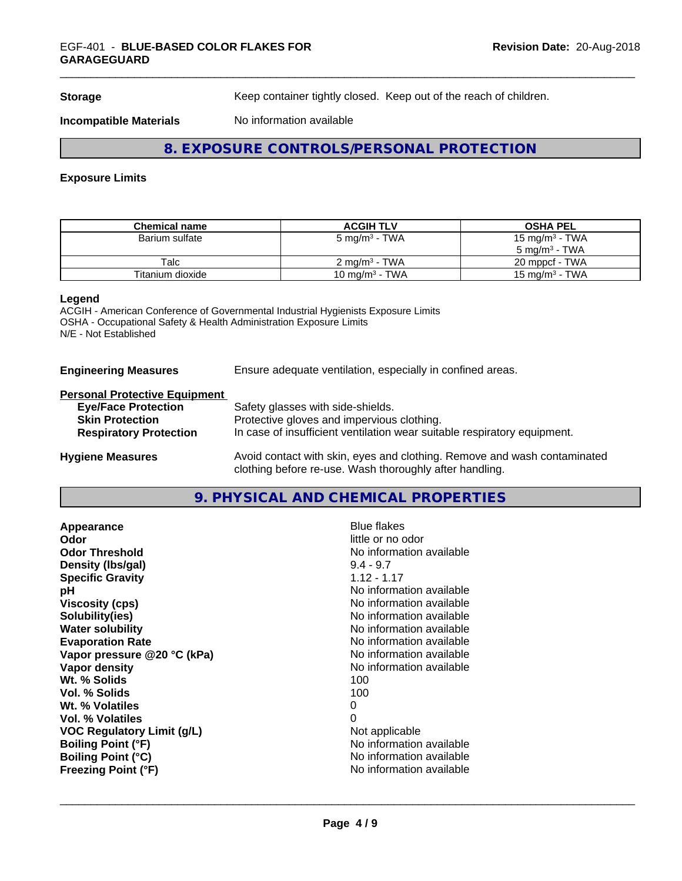**Storage** Keep container tightly closed. Keep out of the reach of children.

**Incompatible Materials** No information available

## 8. EXPOSURE CONTROLS/PERSONAL PROTECTION

### Exposure Limits

| Chemical name | ACGIH TLV | OSHA PEL |
|---|---|---|
| Barium sulfate | 5 mg/m³ - TWA | 15 mg/m³ - TWA<br>5 mg/m³ - TWA |
| Talc | 2 mg/m³ - TWA | 20 mppcf - TWA |
| Titanium dioxide | 10 mg/m³ - TWA | 15 mg/m³ - TWA |

**Legend**

ACGIH - American Conference of Governmental Industrial Hygienists Exposure Limits
OSHA - Occupational Safety & Health Administration Exposure Limits
N/E - Not Established

**Engineering Measures** Ensure adequate ventilation, especially in confined areas.

**Personal Protective Equipment**

- **Eye/Face Protection** Safety glasses with side-shields.
- **Skin Protection** Protective gloves and impervious clothing.
- **Respiratory Protection** In case of insufficient ventilation wear suitable respiratory equipment.

**Hygiene Measures** Avoid contact with skin, eyes and clothing. Remove and wash contaminated clothing before re-use. Wash thoroughly after handling.

## 9. PHYSICAL AND CHEMICAL PROPERTIES

| | |
|---|---|
| **Appearance** | Blue flakes |
| **Odor** | little or no odor |
| **Odor Threshold** | No information available |
| **Density (lbs/gal)** | 9.4 - 9.7 |
| **Specific Gravity** | 1.12 - 1.17 |
| **pH** | No information available |
| **Viscosity (cps)** | No information available |
| **Solubility(ies)** | No information available |
| **Water solubility** | No information available |
| **Evaporation Rate** | No information available |
| **Vapor pressure @20 °C (kPa)** | No information available |
| **Vapor density** | No information available |
| **Wt. % Solids** | 100 |
| **Vol. % Solids** | 100 |
| **Wt. % Volatiles** | 0 |
| **Vol. % Volatiles** | 0 |
| **VOC Regulatory Limit (g/L)** | Not applicable |
| **Boiling Point (°F)** | No information available |
| **Boiling Point (°C)** | No information available |
| **Freezing Point (°F)** | No information available |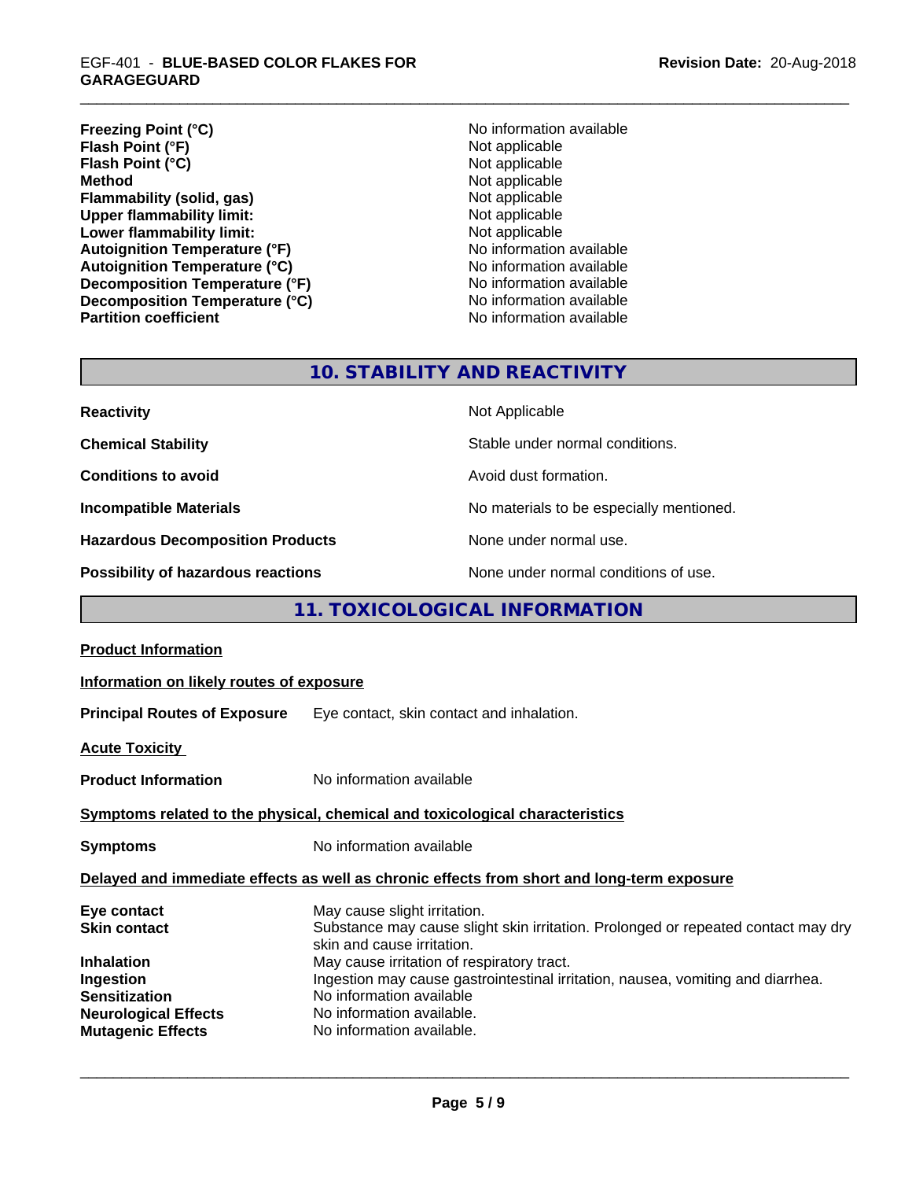| | |
|---|---|
| **Freezing Point (°C)** | No information available |
| **Flash Point (°F)** | Not applicable |
| **Flash Point (°C)** | Not applicable |
| **Method** | Not applicable |
| **Flammability (solid, gas)** | Not applicable |
| **Upper flammability limit:** | Not applicable |
| **Lower flammability limit:** | Not applicable |
| **Autoignition Temperature (°F)** | No information available |
| **Autoignition Temperature (°C)** | No information available |
| **Decomposition Temperature (°F)** | No information available |
| **Decomposition Temperature (°C)** | No information available |
| **Partition coefficient** | No information available |

## 10. STABILITY AND REACTIVITY

| | |
|---|---|
| **Reactivity** | Not Applicable |
| **Chemical Stability** | Stable under normal conditions. |
| **Conditions to avoid** | Avoid dust formation. |
| **Incompatible Materials** | No materials to be especially mentioned. |
| **Hazardous Decomposition Products** | None under normal use. |
| **Possibility of hazardous reactions** | None under normal conditions of use. |

## 11. TOXICOLOGICAL INFORMATION

**Product Information**

**Information on likely routes of exposure**

**Principal Routes of Exposure** Eye contact, skin contact and inhalation.

**Acute Toxicity**

**Product Information** No information available

**Symptoms related to the physical, chemical and toxicological characteristics**

**Symptoms** No information available

**Delayed and immediate effects as well as chronic effects from short and long-term exposure**

| | |
|---|---|
| **Eye contact** | May cause slight irritation. |
| **Skin contact** | Substance may cause slight skin irritation. Prolonged or repeated contact may dry skin and cause irritation. |
| **Inhalation** | May cause irritation of respiratory tract. |
| **Ingestion** | Ingestion may cause gastrointestinal irritation, nausea, vomiting and diarrhea. |
| **Sensitization** | No information available |
| **Neurological Effects** | No information available. |
| **Mutagenic Effects** | No information available. |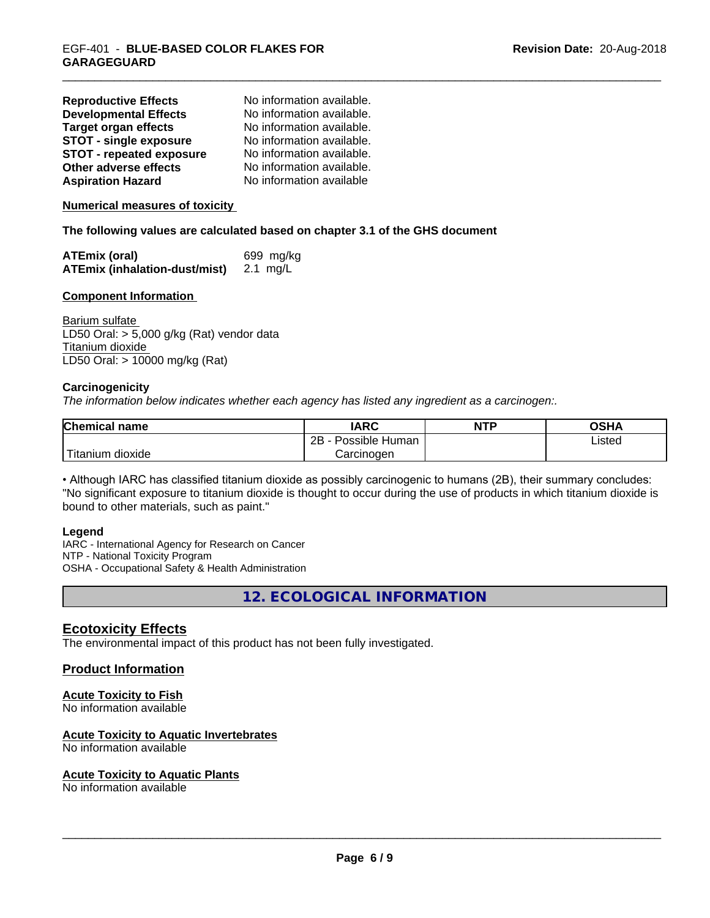| | |
|---|---|
| **Reproductive Effects** | No information available. |
| **Developmental Effects** | No information available. |
| **Target organ effects** | No information available. |
| **STOT - single exposure** | No information available. |
| **STOT - repeated exposure** | No information available. |
| **Other adverse effects** | No information available. |
| **Aspiration Hazard** | No information available |

**Numerical measures of toxicity**

**The following values are calculated based on chapter 3.1 of the GHS document**

| | |
|---|---|
| **ATEmix (oral)** | 699 mg/kg |
| **ATEmix (inhalation-dust/mist)** | 2.1 mg/L |

**Component Information**

Barium sulfate
LD50 Oral: > 5,000 g/kg (Rat) vendor data
Titanium dioxide
LD50 Oral: > 10000 mg/kg (Rat)

**Carcinogenicity**

*The information below indicates whether each agency has listed any ingredient as a carcinogen:.*

| Chemical name | IARC | NTP | OSHA |
|---|---|---|---|
| Titanium dioxide | 2B - Possible Human Carcinogen | | Listed |

• Although IARC has classified titanium dioxide as possibly carcinogenic to humans (2B), their summary concludes: "No significant exposure to titanium dioxide is thought to occur during the use of products in which titanium dioxide is bound to other materials, such as paint."

**Legend**

IARC - International Agency for Research on Cancer
NTP - National Toxicity Program
OSHA - Occupational Safety & Health Administration

## 12. ECOLOGICAL INFORMATION

### Ecotoxicity Effects

The environmental impact of this product has not been fully investigated.

### Product Information

**Acute Toxicity to Fish**
No information available

**Acute Toxicity to Aquatic Invertebrates**
No information available

**Acute Toxicity to Aquatic Plants**
No information available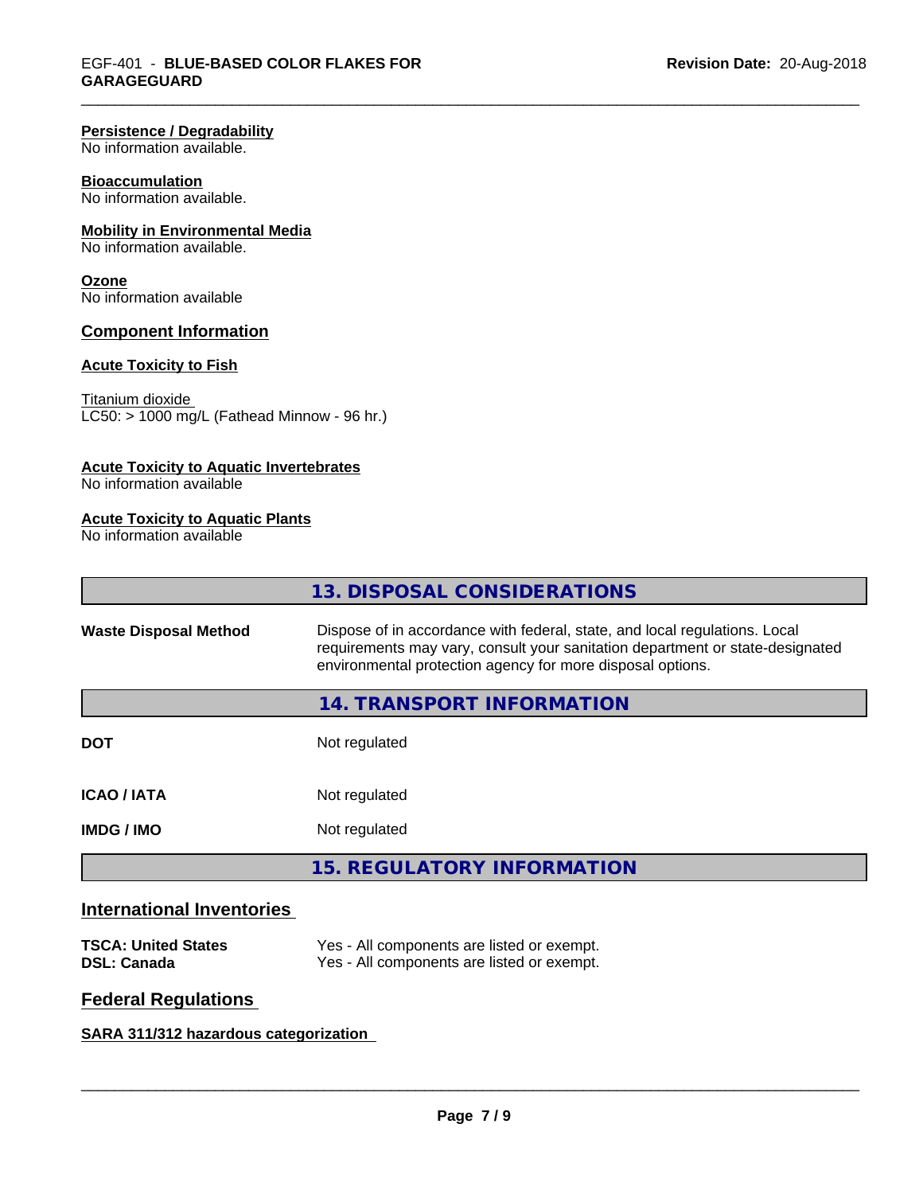**Persistence / Degradability**
No information available.

**Bioaccumulation**
No information available.

**Mobility in Environmental Media**
No information available.

**Ozone**
No information available

## Component Information

**Acute Toxicity to Fish**

Titanium dioxide
LC50: > 1000 mg/L (Fathead Minnow - 96 hr.)

**Acute Toxicity to Aquatic Invertebrates**
No information available

**Acute Toxicity to Aquatic Plants**
No information available

## 13. DISPOSAL CONSIDERATIONS

| | |
|---|---|
| **Waste Disposal Method** | Dispose of in accordance with federal, state, and local regulations. Local requirements may vary, consult your sanitation department or state-designated environmental protection agency for more disposal options. |

## 14. TRANSPORT INFORMATION

| | |
|---|---|
| **DOT** | Not regulated |
| **ICAO / IATA** | Not regulated |
| **IMDG / IMO** | Not regulated |

## 15. REGULATORY INFORMATION

### International Inventories

| | |
|---|---|
| **TSCA: United States** | Yes - All components are listed or exempt. |
| **DSL: Canada** | Yes - All components are listed or exempt. |

### Federal Regulations

**SARA 311/312 hazardous categorization**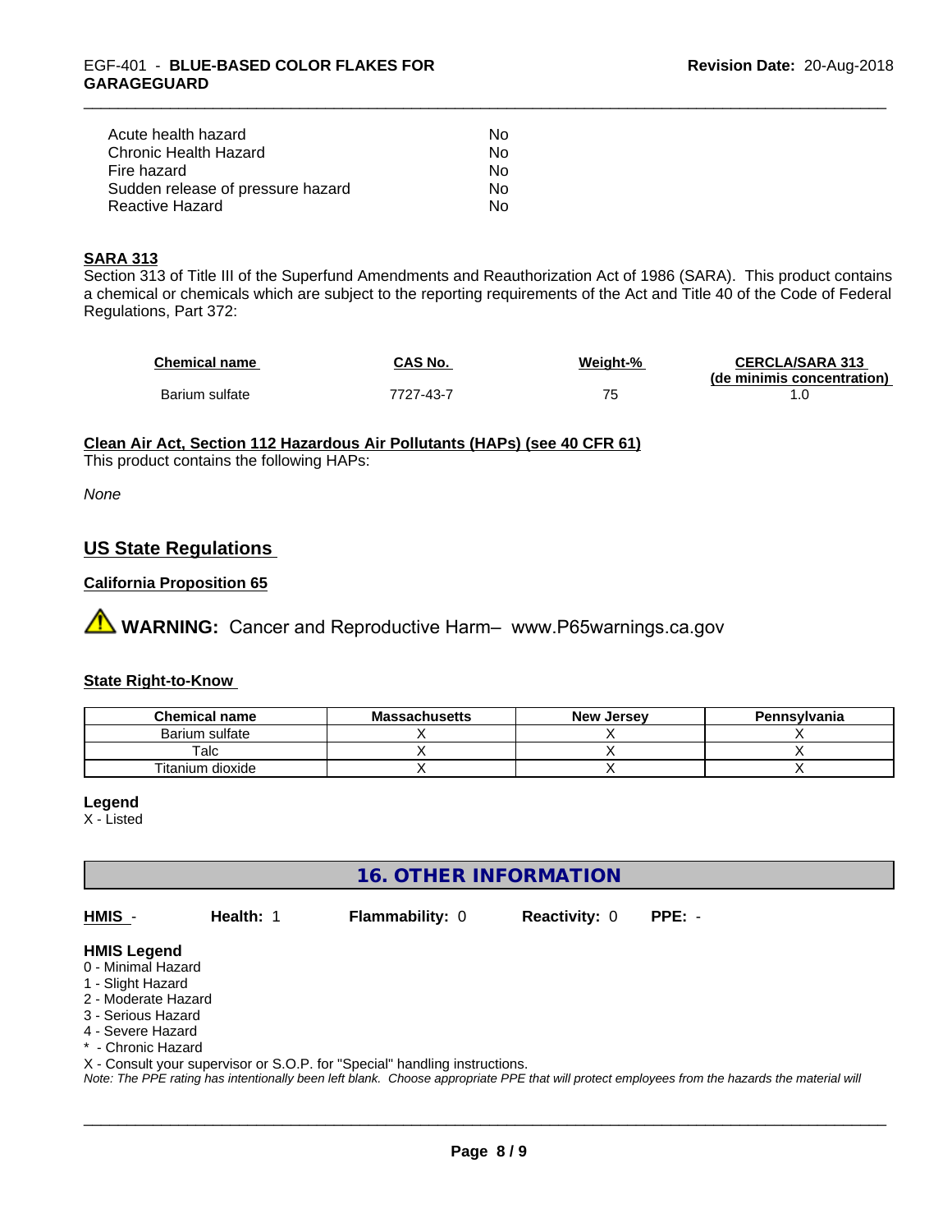| | |
|---|---|
| Acute health hazard | No |
| Chronic Health Hazard | No |
| Fire hazard | No |
| Sudden release of pressure hazard | No |
| Reactive Hazard | No |

**SARA 313**

Section 313 of Title III of the Superfund Amendments and Reauthorization Act of 1986 (SARA). This product contains a chemical or chemicals which are subject to the reporting requirements of the Act and Title 40 of the Code of Federal Regulations, Part 372:

| Chemical name | CAS No. | Weight-% | CERCLA/SARA 313 (de minimis concentration) |
|---|---|---|---|
| Barium sulfate | 7727-43-7 | 75 | 1.0 |

**Clean Air Act, Section 112 Hazardous Air Pollutants (HAPs) (see 40 CFR 61)**

This product contains the following HAPs:

*None*

## US State Regulations

**California Proposition 65**

**WARNING:** Cancer and Reproductive Harm– www.P65warnings.ca.gov

**State Right-to-Know**

| Chemical name | Massachusetts | New Jersey | Pennsylvania |
|---|---|---|---|
| Barium sulfate | X | X | X |
| Talc | X | X | X |
| Titanium dioxide | X | X | X |

**Legend**

X - Listed

# 16. OTHER INFORMATION

**HMIS** - **Health:** 1 **Flammability:** 0 **Reactivity:** 0 **PPE:** -

**HMIS Legend**

0 - Minimal Hazard
1 - Slight Hazard
2 - Moderate Hazard
3 - Serious Hazard
4 - Severe Hazard
* - Chronic Hazard
X - Consult your supervisor or S.O.P. for "Special" handling instructions.

*Note: The PPE rating has intentionally been left blank. Choose appropriate PPE that will protect employees from the hazards the material will*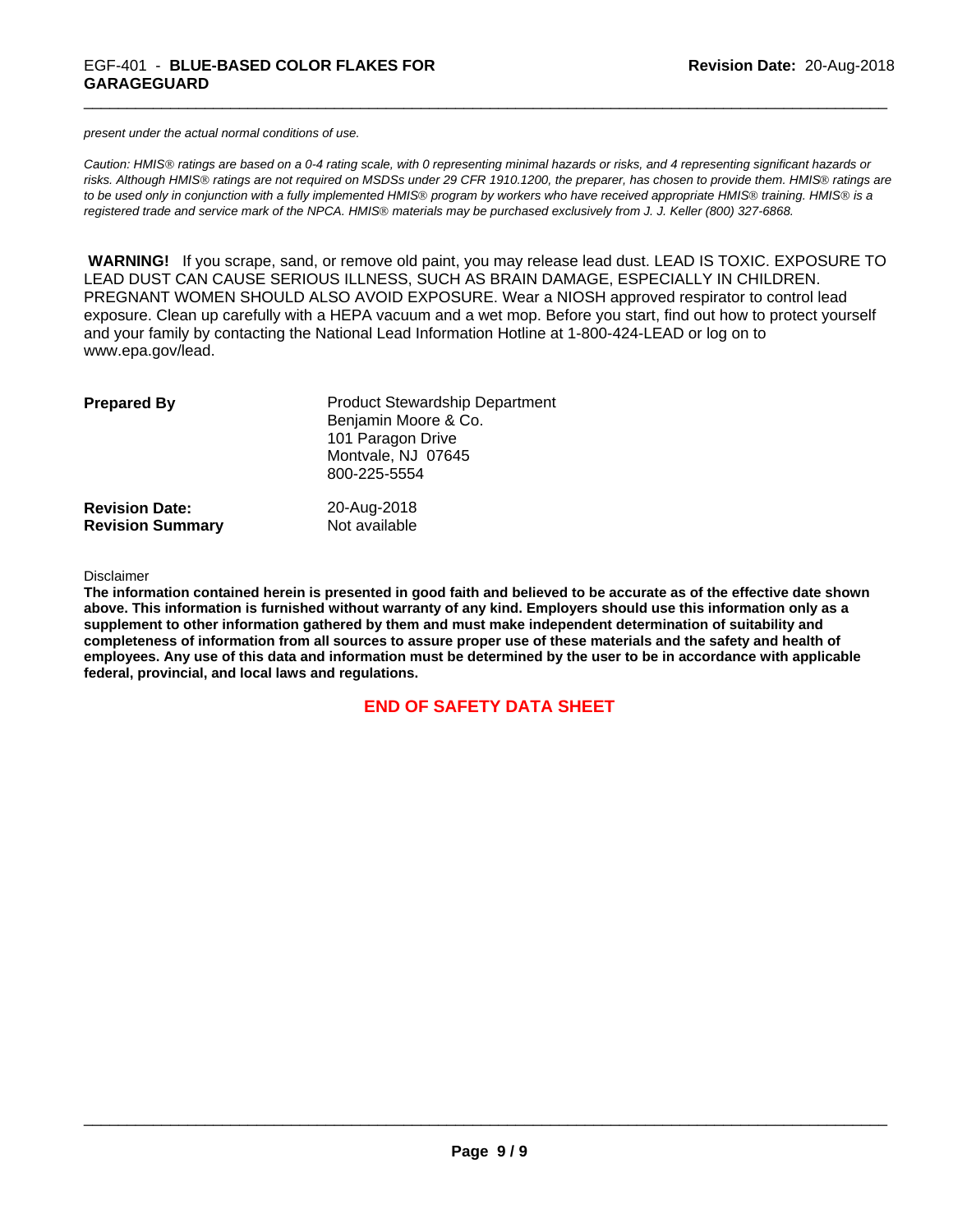*present under the actual normal conditions of use.*

*Caution: HMIS® ratings are based on a 0-4 rating scale, with 0 representing minimal hazards or risks, and 4 representing significant hazards or risks. Although HMIS® ratings are not required on MSDSs under 29 CFR 1910.1200, the preparer, has chosen to provide them. HMIS® ratings are to be used only in conjunction with a fully implemented HMIS® program by workers who have received appropriate HMIS® training. HMIS® is a registered trade and service mark of the NPCA. HMIS® materials may be purchased exclusively from J. J. Keller (800) 327-6868.*

**WARNING!** If you scrape, sand, or remove old paint, you may release lead dust. LEAD IS TOXIC. EXPOSURE TO LEAD DUST CAN CAUSE SERIOUS ILLNESS, SUCH AS BRAIN DAMAGE, ESPECIALLY IN CHILDREN. PREGNANT WOMEN SHOULD ALSO AVOID EXPOSURE. Wear a NIOSH approved respirator to control lead exposure. Clean up carefully with a HEPA vacuum and a wet mop. Before you start, find out how to protect yourself and your family by contacting the National Lead Information Hotline at 1-800-424-LEAD or log on to www.epa.gov/lead.

| | |
|---|---|
| **Prepared By** | Product Stewardship Department<br>Benjamin Moore & Co.<br>101 Paragon Drive<br>Montvale, NJ 07645<br>800-225-5554 |
| **Revision Date:** | 20-Aug-2018 |
| **Revision Summary** | Not available |

Disclaimer

**The information contained herein is presented in good faith and believed to be accurate as of the effective date shown above. This information is furnished without warranty of any kind. Employers should use this information only as a supplement to other information gathered by them and must make independent determination of suitability and completeness of information from all sources to assure proper use of these materials and the safety and health of employees. Any use of this data and information must be determined by the user to be in accordance with applicable federal, provincial, and local laws and regulations.**

**END OF SAFETY DATA SHEET**